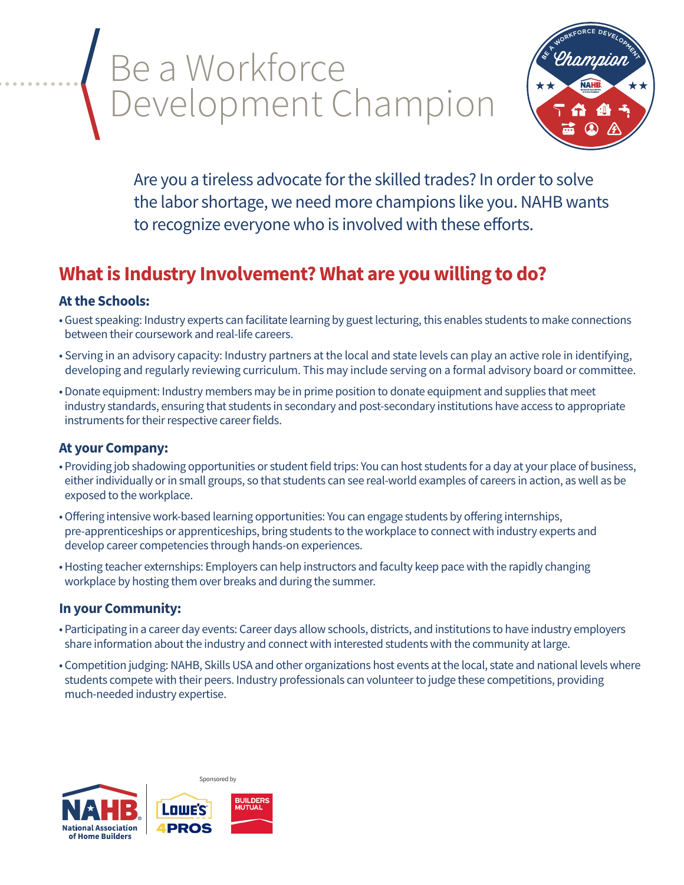# Be a Workforce Development Champion

Are you a tireless advocate for the skilled trades? In order to solve the labor shortage, we need more champions like you. NAHB wants to recognize everyone who is involved with these efforts.

## What is Industry Involvement? What are you willing to do?

### At the Schools:

- Guest speaking: Industry experts can facilitate learning by guest lecturing, this enables students to make connections between their coursework and real-life careers.
- Serving in an advisory capacity: Industry partners at the local and state levels can play an active role in identifying, developing and regularly reviewing curriculum. This may include serving on a formal advisory board or committee.
- Donate equipment: Industry members may be in prime position to donate equipment and supplies that meet industry standards, ensuring that students in secondary and post-secondary institutions have access to appropriate instruments for their respective career fields.

### At your Company:

- Providing job shadowing opportunities or student field trips: You can host students for a day at your place of business, either individually or in small groups, so that students can see real-world examples of careers in action, as well as be exposed to the workplace.
- Offering intensive work-based learning opportunities: You can engage students by offering internships, pre-apprenticeships or apprenticeships, bring students to the workplace to connect with industry experts and develop career competencies through hands-on experiences.
- Hosting teacher externships: Employers can help instructors and faculty keep pace with the rapidly changing workplace by hosting them over breaks and during the summer.

### In your Community:

- Participating in a career day events: Career days allow schools, districts, and institutions to have industry employers share information about the industry and connect with interested students with the community at large.
- Competition judging: NAHB, Skills USA and other organizations host events at the local, state and national levels where students compete with their peers. Industry professionals can volunteer to judge these competitions, providing much-needed industry expertise.

NAHB National Association of Home Builders

Sponsored by

LOWE'S 4PROS

BUILDERS MUTUAL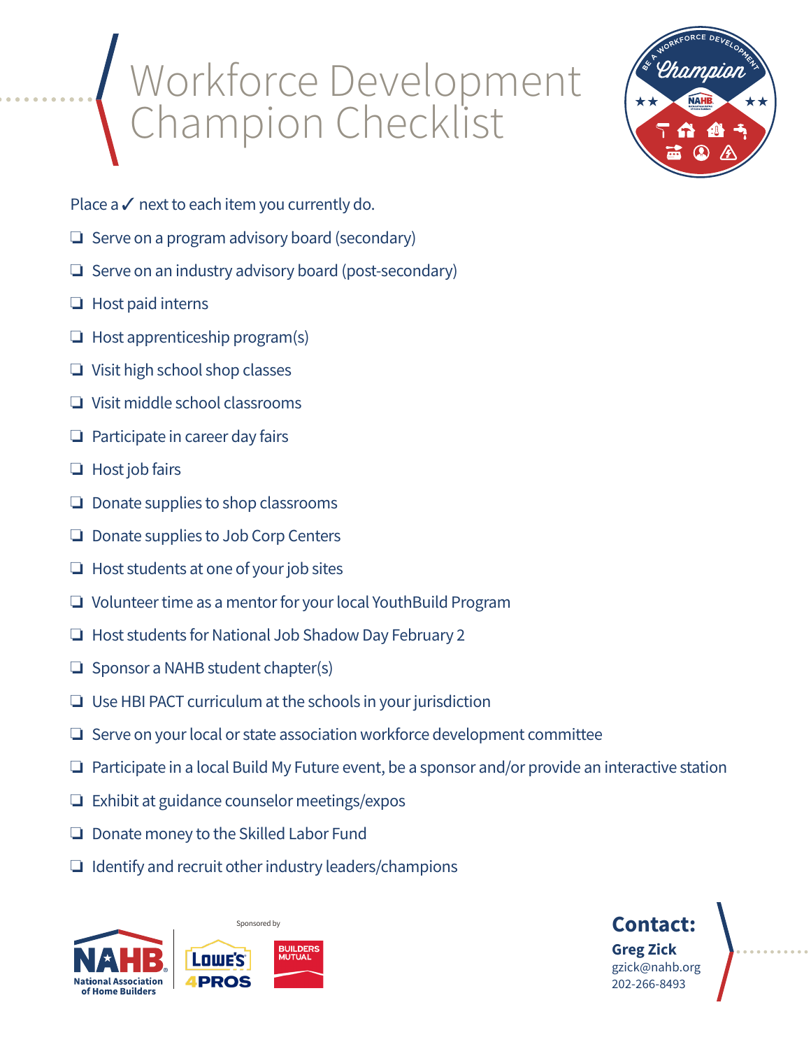# Workforce Development Champion Checklist

Place a ✓ next to each item you currently do.

- ❏ Serve on a program advisory board (secondary)
- ❏ Serve on an industry advisory board (post-secondary)
- ❏ Host paid interns
- ❏ Host apprenticeship program(s)
- ❏ Visit high school shop classes
- ❏ Visit middle school classrooms
- ❏ Participate in career day fairs
- ❏ Host job fairs
- ❏ Donate supplies to shop classrooms
- ❏ Donate supplies to Job Corp Centers
- ❏ Host students at one of your job sites
- ❏ Volunteer time as a mentor for your local YouthBuild Program
- ❏ Host students for National Job Shadow Day February 2
- ❏ Sponsor a NAHB student chapter(s)
- ❏ Use HBI PACT curriculum at the schools in your jurisdiction
- ❏ Serve on your local or state association workforce development committee
- ❏ Participate in a local Build My Future event, be a sponsor and/or provide an interactive station
- ❏ Exhibit at guidance counselor meetings/expos
- ❏ Donate money to the Skilled Labor Fund
- ❏ Identify and recruit other industry leaders/champions

NAHB National Association of Home Builders

Sponsored by

LOWE'S 4PROS

BUILDERS MUTUAL

**Contact:**

**Greg Zick**
gzick@nahb.org
202-266-8493